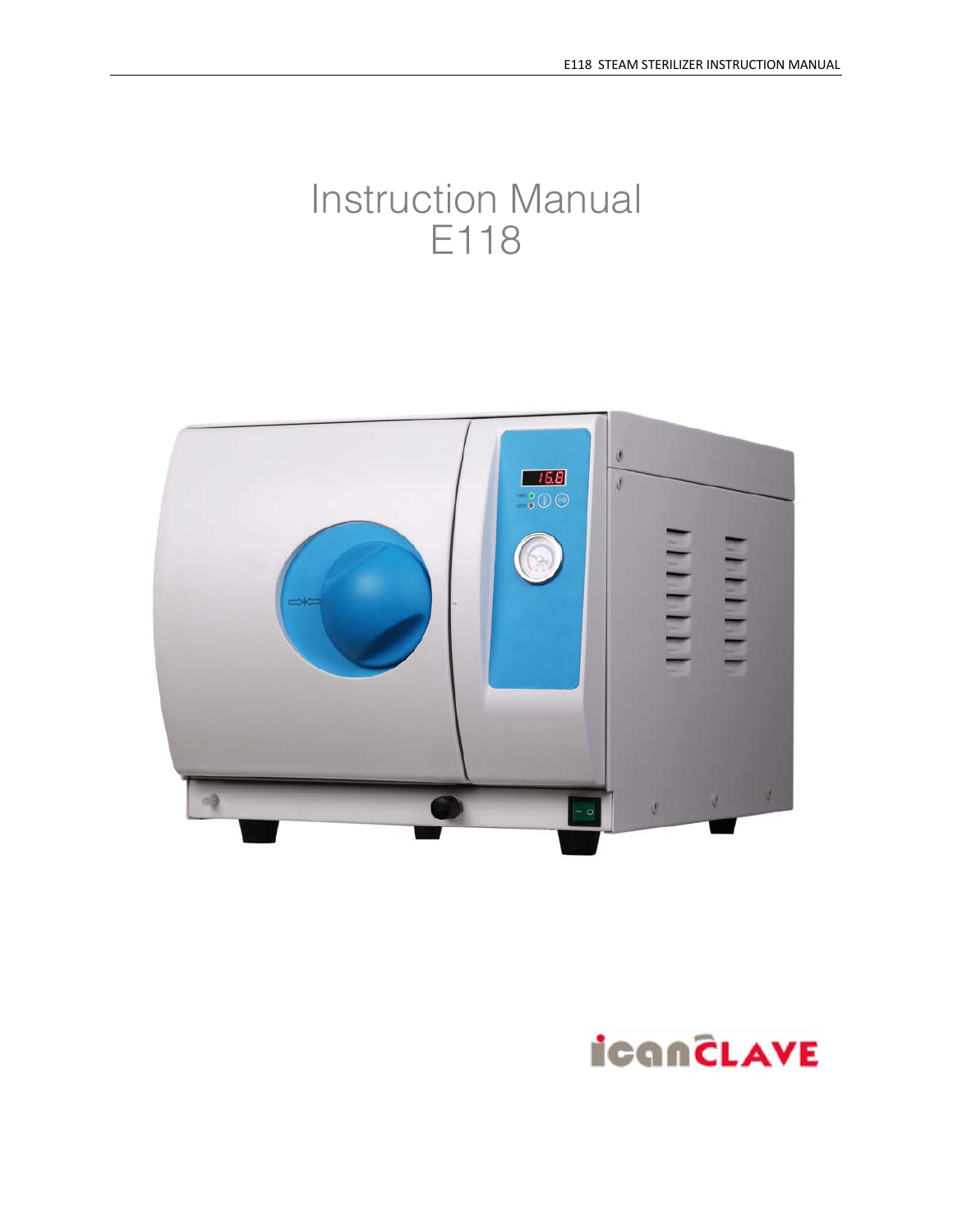# Instruction Manual
# E118

icanCLAVE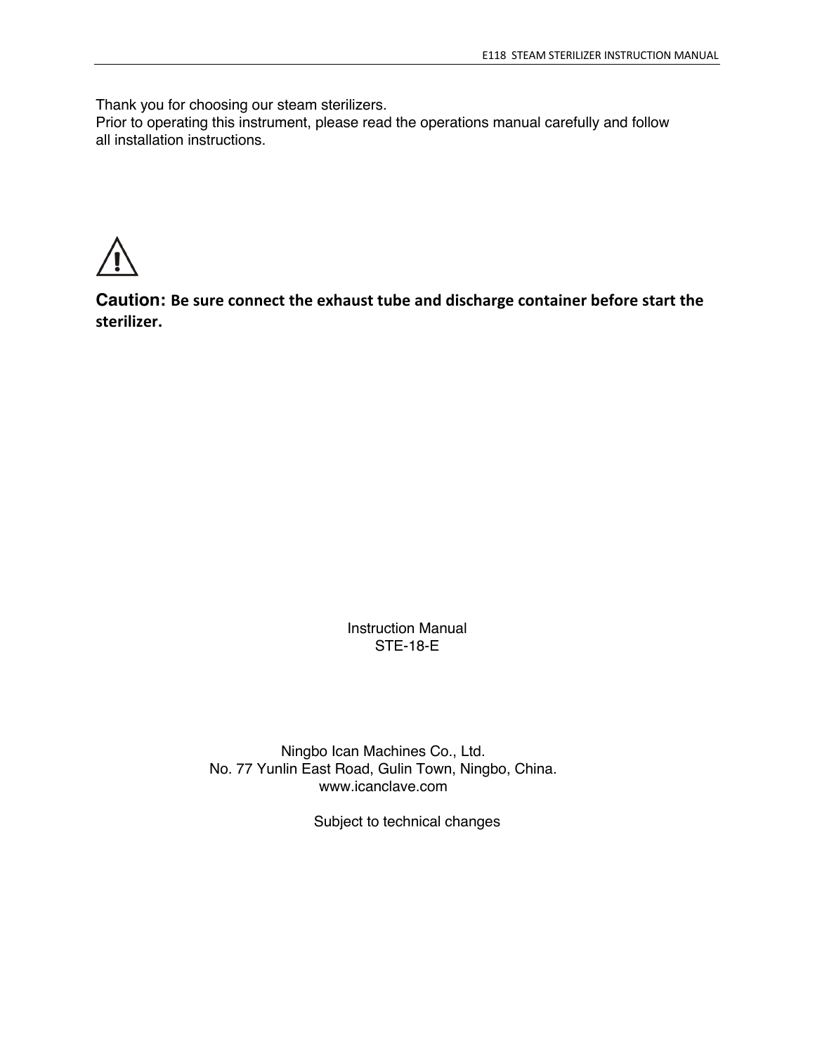Thank you for choosing our steam sterilizers.
Prior to operating this instrument, please read the operations manual carefully and follow all installation instructions.

⚠

**Caution: Be sure connect the exhaust tube and discharge container before start the sterilizer.**

Instruction Manual
STE-18-E

Ningbo Ican Machines Co., Ltd.
No. 77 Yunlin East Road, Gulin Town, Ningbo, China.
www.icanclave.com

Subject to technical changes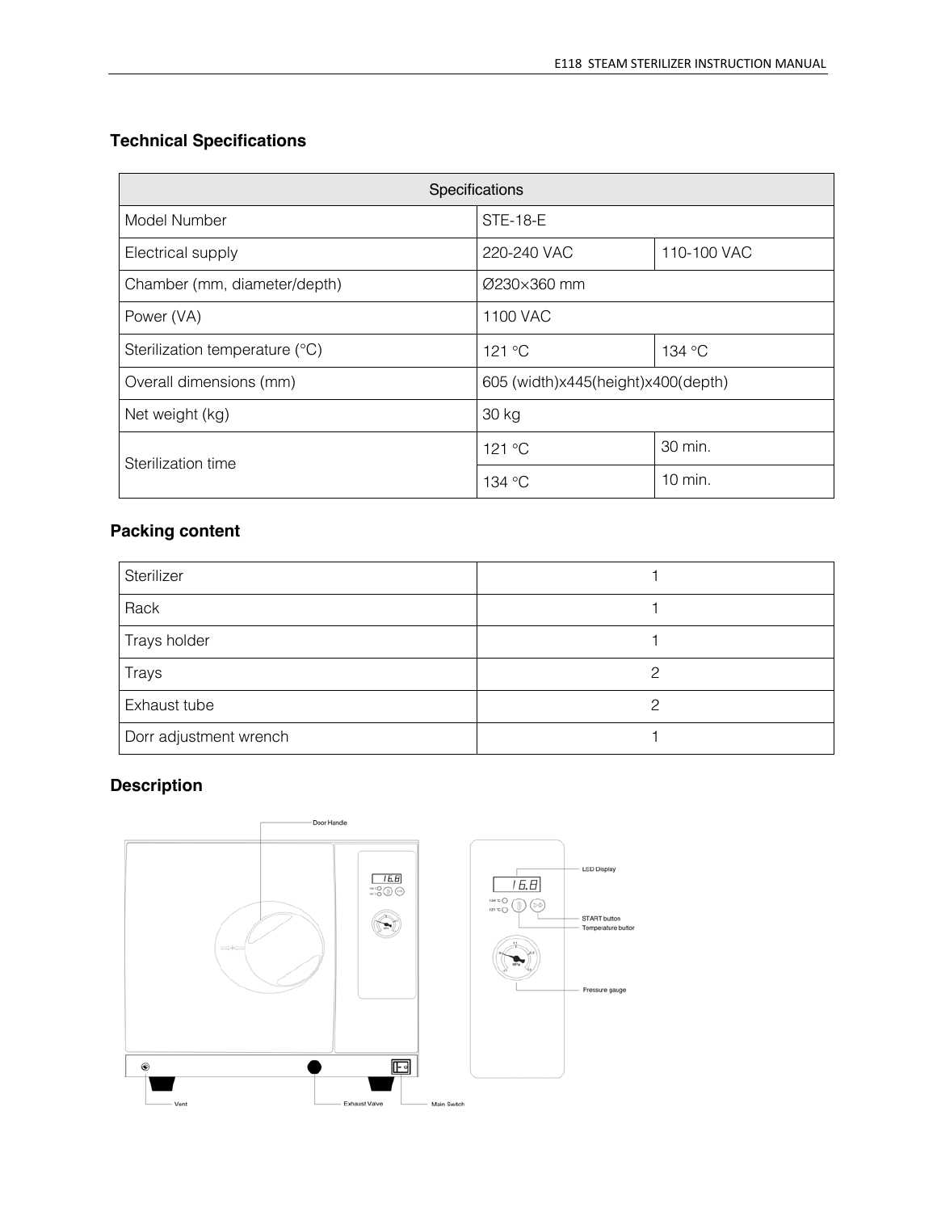## Technical Specifications

| Specifications | | |
|---|---|---|
| Model Number | STE-18-E | |
| Electrical supply | 220-240 VAC | 110-100 VAC |
| Chamber (mm, diameter/depth) | Ø230×360 mm | |
| Power (VA) | 1100 VAC | |
| Sterilization temperature (°C) | 121 °C | 134 °C |
| Overall dimensions (mm) | 605 (width)x445(height)x400(depth) | |
| Net weight (kg) | 30 kg | |
| Sterilization time | 121 °C | 30 min. |
| | 134 °C | 10 min. |

## Packing content

| | |
|---|---|
| Sterilizer | 1 |
| Rack | 1 |
| Trays holder | 1 |
| Trays | 2 |
| Exhaust tube | 2 |
| Dorr adjustment wrench | 1 |

## Description

Door Handle

LED Display

START button

Temperature button

Pressure gauge

Vent

Exhaust Valve

Main Switch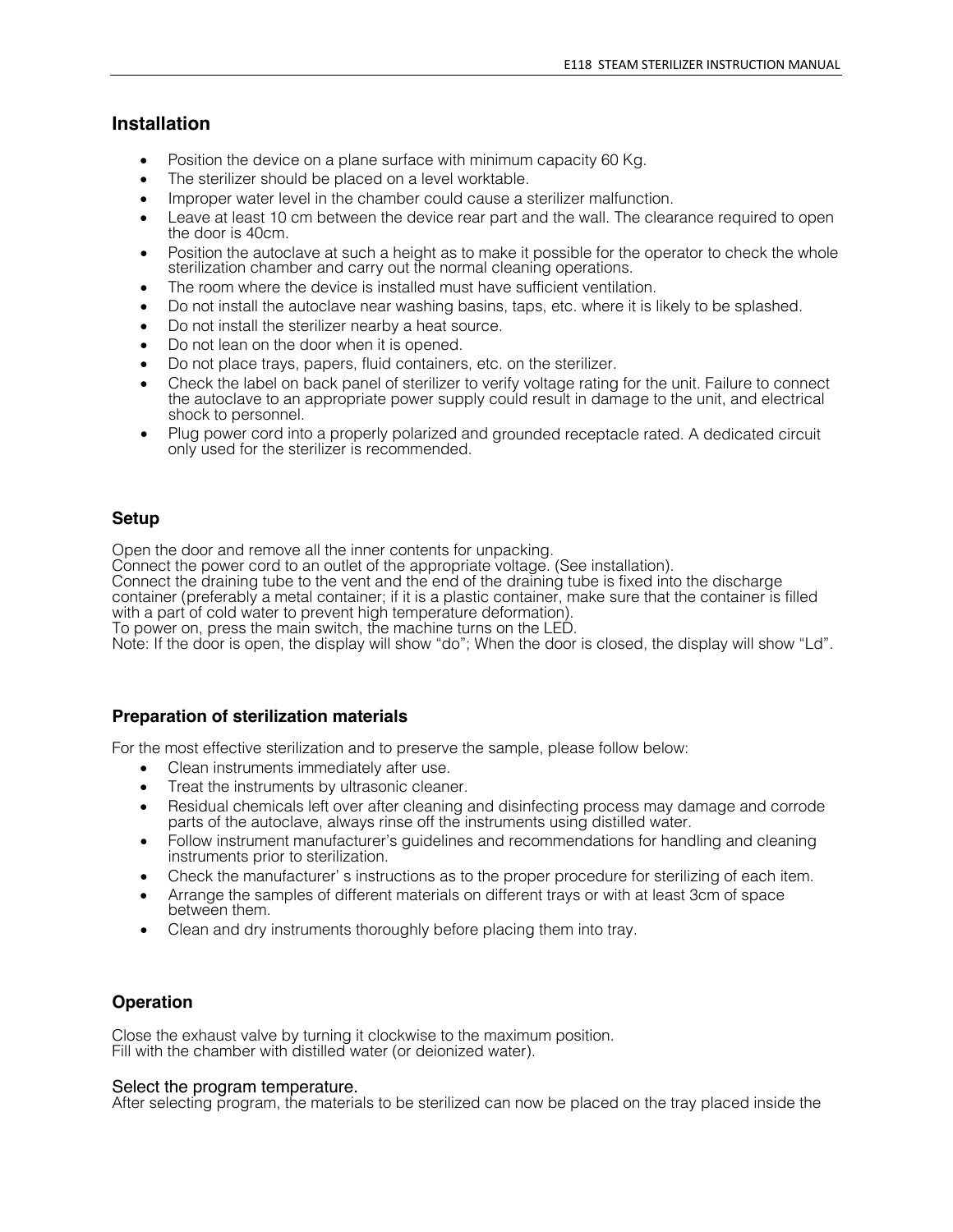## Installation

- Position the device on a plane surface with minimum capacity 60 Kg.
- The sterilizer should be placed on a level worktable.
- Improper water level in the chamber could cause a sterilizer malfunction.
- Leave at least 10 cm between the device rear part and the wall. The clearance required to open the door is 40cm.
- Position the autoclave at such a height as to make it possible for the operator to check the whole sterilization chamber and carry out the normal cleaning operations.
- The room where the device is installed must have sufficient ventilation.
- Do not install the autoclave near washing basins, taps, etc. where it is likely to be splashed.
- Do not install the sterilizer nearby a heat source.
- Do not lean on the door when it is opened.
- Do not place trays, papers, fluid containers, etc. on the sterilizer.
- Check the label on back panel of sterilizer to verify voltage rating for the unit. Failure to connect the autoclave to an appropriate power supply could result in damage to the unit, and electrical shock to personnel.
- Plug power cord into a properly polarized and grounded receptacle rated. A dedicated circuit only used for the sterilizer is recommended.

## Setup

Open the door and remove all the inner contents for unpacking.
Connect the power cord to an outlet of the appropriate voltage. (See installation).
Connect the draining tube to the vent and the end of the draining tube is fixed into the discharge container (preferably a metal container; if it is a plastic container, make sure that the container is filled with a part of cold water to prevent high temperature deformation).
To power on, press the main switch, the machine turns on the LED.
Note: If the door is open, the display will show "do"; When the door is closed, the display will show "Ld".

## Preparation of sterilization materials

For the most effective sterilization and to preserve the sample, please follow below:

- Clean instruments immediately after use.
- Treat the instruments by ultrasonic cleaner.
- Residual chemicals left over after cleaning and disinfecting process may damage and corrode parts of the autoclave, always rinse off the instruments using distilled water.
- Follow instrument manufacturer's guidelines and recommendations for handling and cleaning instruments prior to sterilization.
- Check the manufacturer' s instructions as to the proper procedure for sterilizing of each item.
- Arrange the samples of different materials on different trays or with at least 3cm of space between them.
- Clean and dry instruments thoroughly before placing them into tray.

## Operation

Close the exhaust valve by turning it clockwise to the maximum position.
Fill with the chamber with distilled water (or deionized water).

### Select the program temperature.

After selecting program, the materials to be sterilized can now be placed on the tray placed inside the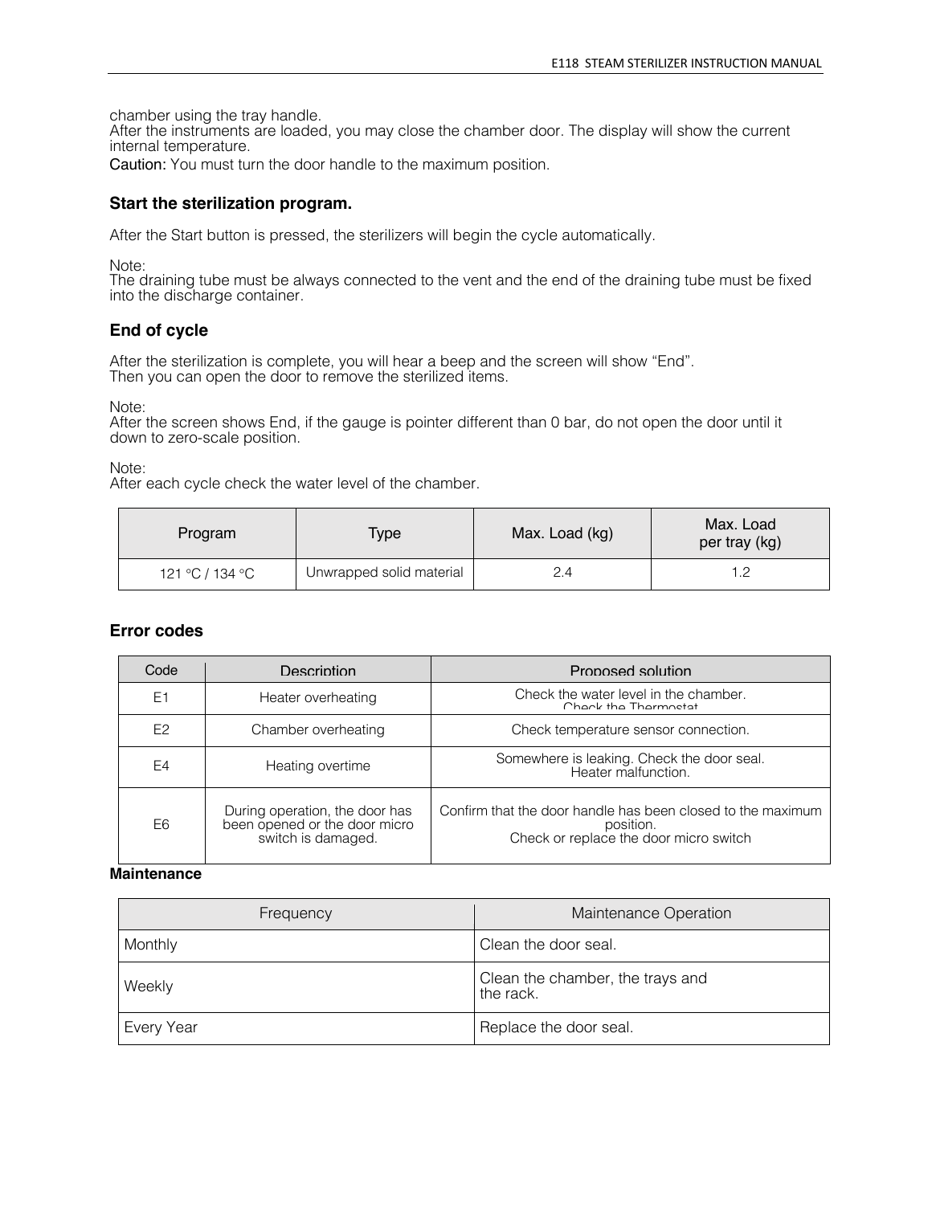chamber using the tray handle.
After the instruments are loaded, you may close the chamber door. The display will show the current internal temperature.

Caution: You must turn the door handle to the maximum position.

### Start the sterilization program.

After the Start button is pressed, the sterilizers will begin the cycle automatically.

Note:
The draining tube must be always connected to the vent and the end of the draining tube must be fixed into the discharge container.

### End of cycle

After the sterilization is complete, you will hear a beep and the screen will show "End".
Then you can open the door to remove the sterilized items.

Note:
After the screen shows End, if the gauge is pointer different than 0 bar, do not open the door until it down to zero-scale position.

Note:
After each cycle check the water level of the chamber.

| Program | Type | Max. Load (kg) | Max. Load per tray (kg) |
|---|---|---|---|
| 121 °C / 134 °C | Unwrapped solid material | 2.4 | 1.2 |

### Error codes

| Code | Description | Proposed solution |
|---|---|---|
| E1 | Heater overheating | Check the water level in the chamber. Check the Thermostat |
| E2 | Chamber overheating | Check temperature sensor connection. |
| E4 | Heating overtime | Somewhere is leaking. Check the door seal. Heater malfunction. |
| E6 | During operation, the door has been opened or the door micro switch is damaged. | Confirm that the door handle has been closed to the maximum position. Check or replace the door micro switch |

**Maintenance**

| Frequency | Maintenance Operation |
|---|---|
| Monthly | Clean the door seal. |
| Weekly | Clean the chamber, the trays and the rack. |
| Every Year | Replace the door seal. |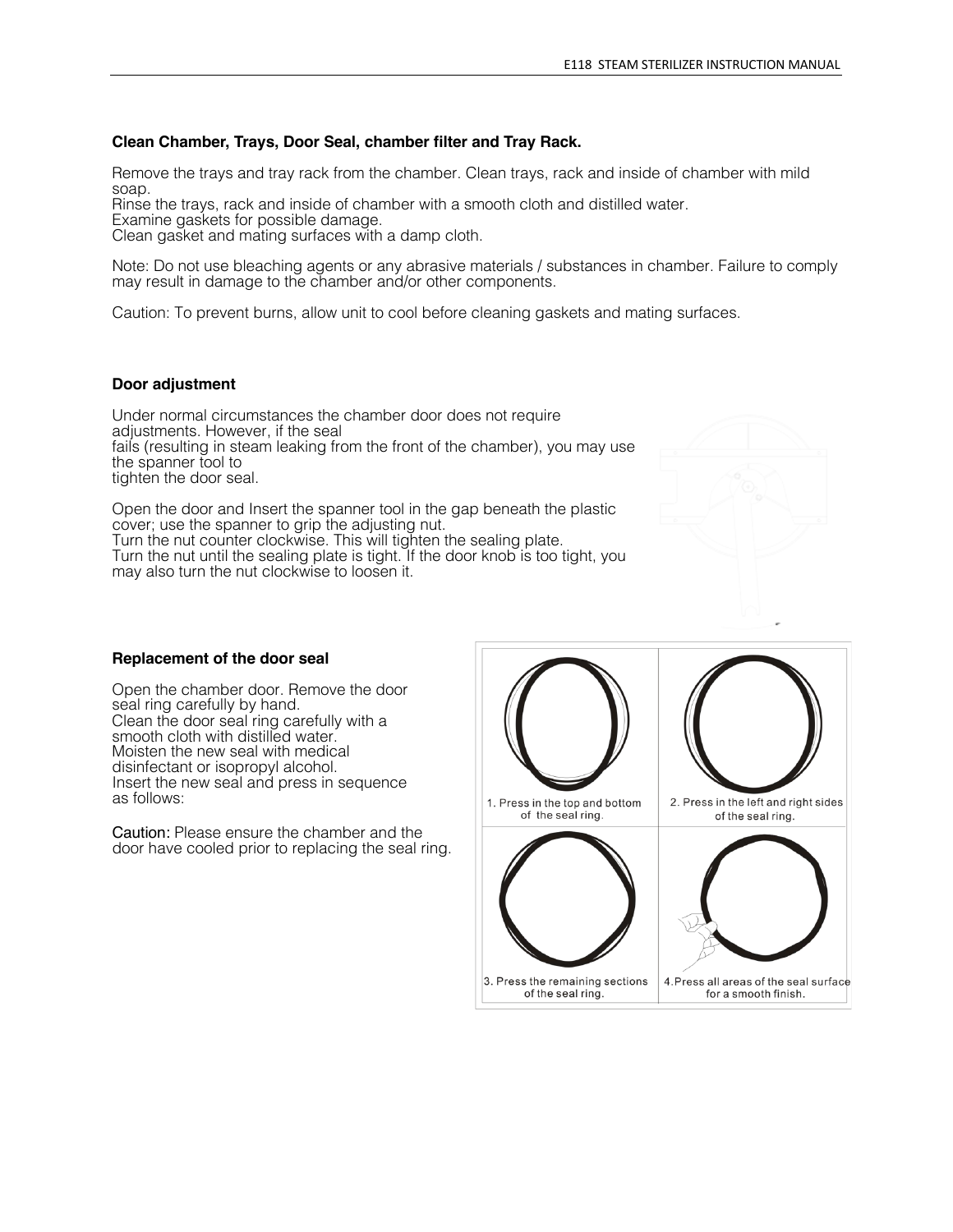### Clean Chamber, Trays, Door Seal, chamber filter and Tray Rack.

Remove the trays and tray rack from the chamber. Clean trays, rack and inside of chamber with mild soap.
Rinse the trays, rack and inside of chamber with a smooth cloth and distilled water.
Examine gaskets for possible damage.
Clean gasket and mating surfaces with a damp cloth.

Note: Do not use bleaching agents or any abrasive materials / substances in chamber. Failure to comply may result in damage to the chamber and/or other components.

Caution: To prevent burns, allow unit to cool before cleaning gaskets and mating surfaces.

### Door adjustment

Under normal circumstances the chamber door does not require adjustments. However, if the seal fails (resulting in steam leaking from the front of the chamber), you may use the spanner tool to tighten the door seal.

Open the door and Insert the spanner tool in the gap beneath the plastic cover; use the spanner to grip the adjusting nut.
Turn the nut counter clockwise. This will tighten the sealing plate.
Turn the nut until the sealing plate is tight. If the door knob is too tight, you may also turn the nut clockwise to loosen it.

### Replacement of the door seal

Open the chamber door. Remove the door seal ring carefully by hand.
Clean the door seal ring carefully with a smooth cloth with distilled water.
Moisten the new seal with medical disinfectant or isopropyl alcohol.
Insert the new seal and press in sequence as follows:

Caution: Please ensure the chamber and the door have cooled prior to replacing the seal ring.

1. Press in the top and bottom of the seal ring.

2. Press in the left and right sides of the seal ring.

3. Press the remaining sections of the seal ring.

4. Press all areas of the seal surface for a smooth finish.